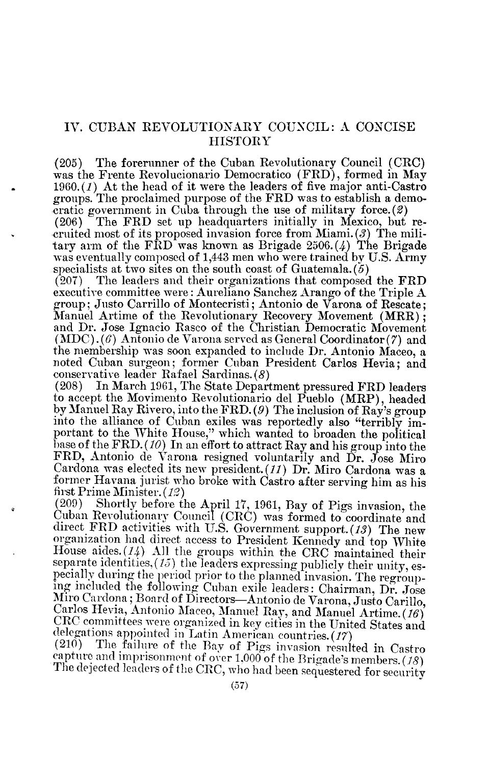# IV. CUBAN REVOLUTIONARY COUNCIL: A CONCISE HISTORY

(205) The forerunner of the Cuban Revolutionary Council (CRC) was the Frente Revolucionario Democratico (FRD), formed in May 1960.(*1*) At the head of it were the leaders of five major anti-Castro groups. The proclaimed purpose of the FRD was to establish a democratic government in Cuba through the use of military force.(*2*)

(206) The FRD set up headquarters initially in Mexico, but recruited most of its proposed invasion force from Miami.(*3*) The military arm of the FRD was known as Brigade 2506.(*4*) The Brigade was eventually composed of 1,443 men who were trained by U.S. Army specialists at two sites on the south coast of Guatemala.(*5*)

(207) The leaders and their organizations that composed the FRD executive committee were: Aureliano Sanchez Arango of the Triple A group; Justo Carrillo of Montecristi; Antonio de Varona of Rescate; Manuel Artime of the Revolutionary Recovery Movement (MRR); and Dr. Jose Ignacio Rasco of the Christian Democratic Movement (MDC).(*6*) Antonio de Varona served as General Coordinator(*7*) and the membership was soon expanded to include Dr. Antonio Maceo, a noted Cuban surgeon; former Cuban President Carlos Hevia; and conservative leader Rafael Sardinas.(*8*)

(208) In March 1961, The State Department pressured FRD leaders to accept the Movimento Revolutionario del Pueblo (MRP), headed by Manuel Ray Rivero, into the FRD.(*9*) The inclusion of Ray's group into the alliance of Cuban exiles was reportedly also "terribly important to the White House," which wanted to broaden the political base of the FRD.(*10*) In an effort to attract Ray and his group into the FRD, Antonio de Varona resigned voluntarily and Dr. Jose Miro Cardona was elected its new president.(*11*) Dr. Miro Cardona was a former Havana jurist who broke with Castro after serving him as his first Prime Minister.(*12*)

(209) Shortly before the April 17, 1961, Bay of Pigs invasion, the Cuban Revolutionary Council (CRC) was formed to coordinate and direct FRD activities with U.S. Government support.(*13*) The new organization had direct access to President Kennedy and top White House aides.(*14*) All the groups within the CRC maintained their separate identities,(*15*) the leaders expressing publicly their unity, especially during the period prior to the planned invasion. The regrouping included the following Cuban exile leaders: Chairman, Dr. Jose Miro Cardona; Board of Directors—Antonio de Varona, Justo Carillo, Carlos Hevia, Antonio Maceo, Manuel Ray, and Manuel Artime.(*16*) CRC committees were organized in key cities in the United States and delegations appointed in Latin American countries.(*17*)

(210) The failure of the Bay of Pigs invasion resulted in Castro capture and imprisonment of over 1,000 of the Brigade's members.(*18*) The dejected leaders of the CRC, who had been sequestered for security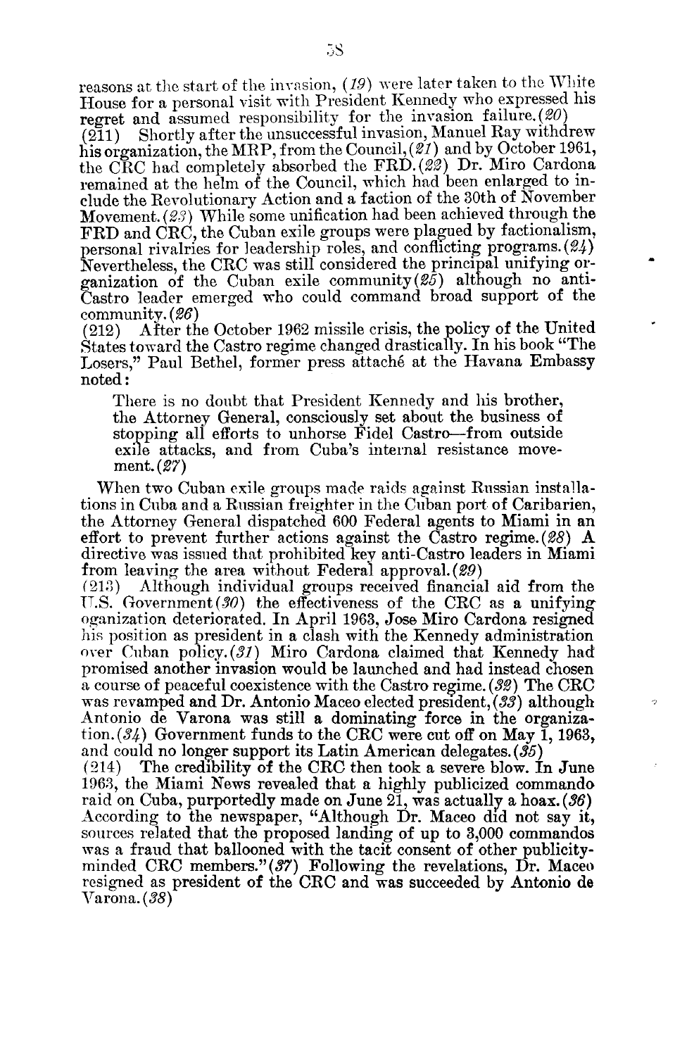reasons at the start of the invasion, (*19*) were later taken to the White House for a personal visit with President Kennedy who expressed his regret and assumed responsibility for the invasion failure. (*20*)

(211) Shortly after the unsuccessful invasion, Manuel Ray withdrew his organization, the MRP, from the Council, (*21*) and by October 1961, the CRC had completely absorbed the FRD. (*22*) Dr. Miro Cardona remained at the helm of the Council, which had been enlarged to include the Revolutionary Action and a faction of the 30th of November Movement. (*23*) While some unification had been achieved through the FRD and CRC, the Cuban exile groups were plagued by factionalism, personal rivalries for leadership roles, and conflicting programs. (*24*) Nevertheless, the CRC was still considered the principal unifying organization of the Cuban exile community (*25*) although no anti-Castro leader emerged who could command broad support of the community. (*26*)

(212) After the October 1962 missile crisis, the policy of the United States toward the Castro regime changed drastically. In his book "The Losers," Paul Bethel, former press attaché at the Havana Embassy noted:

> There is no doubt that President Kennedy and his brother, the Attorney General, consciously set about the business of stopping all efforts to unhorse Fidel Castro—from outside exile attacks, and from Cuba's internal resistance movement. (*27*)

When two Cuban exile groups made raids against Russian installations in Cuba and a Russian freighter in the Cuban port of Caribarien, the Attorney General dispatched 600 Federal agents to Miami in an effort to prevent further actions against the Castro regime. (*28*) A directive was issued that prohibited key anti-Castro leaders in Miami from leaving the area without Federal approval. (*29*)

(213) Although individual groups received financial aid from the U.S. Government (*30*) the effectiveness of the CRC as a unifying oganization deteriorated. In April 1963, Jose Miro Cardona resigned his position as president in a clash with the Kennedy administration over Cuban policy. (*31*) Miro Cardona claimed that Kennedy had promised another invasion would be launched and had instead chosen a course of peaceful coexistence with the Castro regime. (*32*) The CRC was revamped and Dr. Antonio Maceo elected president, (*33*) although Antonio de Varona was still a dominating force in the organization. (*34*) Government funds to the CRC were cut off on May 1, 1963, and could no longer support its Latin American delegates. (*35*)

(214) The credibility of the CRC then took a severe blow. In June 1963, the Miami News revealed that a highly publicized commando raid on Cuba, purportedly made on June 21, was actually a hoax. (*36*) According to the newspaper, "Although Dr. Maceo did not say it, sources related that the proposed landing of up to 3,000 commandos was a fraud that ballooned with the tacit consent of other publicity-minded CRC members." (*37*) Following the revelations, Dr. Maceo resigned as president of the CRC and was succeeded by Antonio de Varona. (*38*)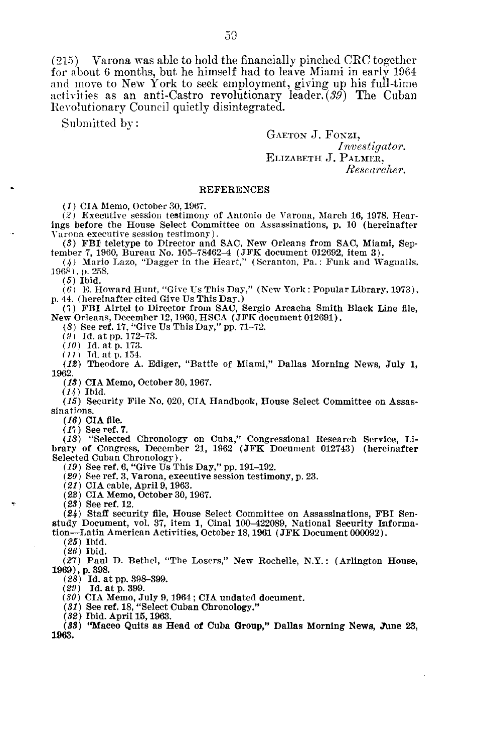(215) Varona was able to hold the financially pinched CRC together for about 6 months, but he himself had to leave Miami in early 1964 and move to New York to seek employment, giving up his full-time activities as an anti-Castro revolutionary leader. (*39*) The Cuban Revolutionary Council quietly disintegrated.

Submitted by:

GAETON J. FONZI,
*Investigator.*
ELIZABETH J. PALMER,
*Researcher.*

## REFERENCES

(*1*) CIA Memo, October 30, 1967.

(*2*) Executive session testimony of Antonio de Varona, March 16, 1978. Hearings before the House Select Committee on Assassinations, p. 10 (hereinafter Varona executive session testimony).

(*3*) FBI teletype to Director and SAC, New Orleans from SAC, Miami, September 7, 1960, Bureau No. 105–78462–4 (JFK document 012692, item 3).

(*4*) Mario Lazo, "Dagger in the Heart," (Scranton, Pa.: Funk and Wagnalls, 1968), p. 258.

(*5*) Ibid.

(*6*) E. Howard Hunt, "Give Us This Day," (New York: Popular Library, 1973), p. 44. (hereinafter cited Give Us This Day.)

(*7*) FBI Airtel to Director from SAC, Sergio Arcacha Smith Black Line file, New Orleans, December 12, 1960, HSCA (JFK document 012691).

(*8*) See ref. 17, "Give Us This Day," pp. 71–72.

(*9*) Id. at pp. 172–73.

(*10*) Id. at p. 173.

(*11*) Id. at p. 154.

(*12*) Theodore A. Ediger, "Battle of Miami," Dallas Morning News, July 1, 1962.

(*13*) CIA Memo, October 30, 1967.

(*14*) Ibid.

(*15*) Security File No. 020, CIA Handbook, House Select Committee on Assassinations.

(*16*) CIA file.

(*17*) See ref. 7.

(*18*) "Selected Chronology on Cuba," Congressional Research Service, Library of Congress, December 21, 1962 (JFK Document 012743) (hereinafter Selected Cuban Chronology).

(*19*) See ref. 6, "Give Us This Day," pp. 191–192.

(*20*) See ref. 3, Varona, executive session testimony, p. 23.

(*21*) CIA cable, April 9, 1963.

(*22*) CIA Memo, October 30, 1967.

(*23*) See ref. 12.

(*24*) Staff security file, House Select Committee on Assassinations, FBI Senstudy Document, vol. 37, item 1, Cinal 100–422089, National Security Information—Latin American Activities, October 18, 1961 (JFK Document 000092).

(*25*) Ibid.

(*26*) Ibid.

(*27*) Paul D. Bethel, "The Losers," New Rochelle, N.Y.: (Arlington House, 1969), p. 398.

(*28*) Id. at pp. 398–399.

(*29*) Id. at p. 399.

(*30*) CIA Memo, July 9, 1964; CIA undated document.

(*31*) See ref. 18, "Select Cuban Chronology."

(*32*) Ibid. April 15, 1963.

(*33*) "Maceo Quits as Head of Cuba Group," Dallas Morning News, June 23, 1963.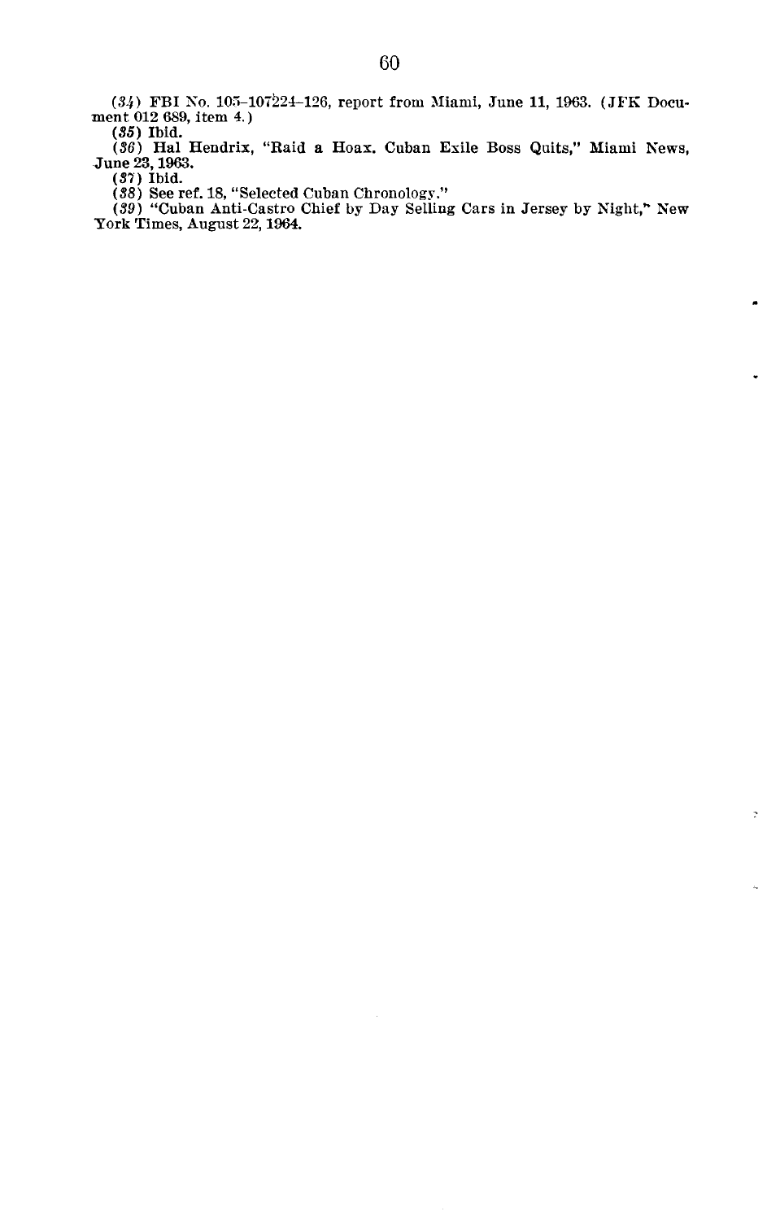(34) FBI No. 105-107224-126, report from Miami, June 11, 1963. (JFK Document 012 689, item 4.)

(35) Ibid.

(36) Hal Hendrix, "Raid a Hoax. Cuban Exile Boss Quits," Miami News, June 23, 1963.

(37) Ibid.

(38) See ref. 18, "Selected Cuban Chronology."

(39) "Cuban Anti-Castro Chief by Day Selling Cars in Jersey by Night," New York Times, August 22, 1964.